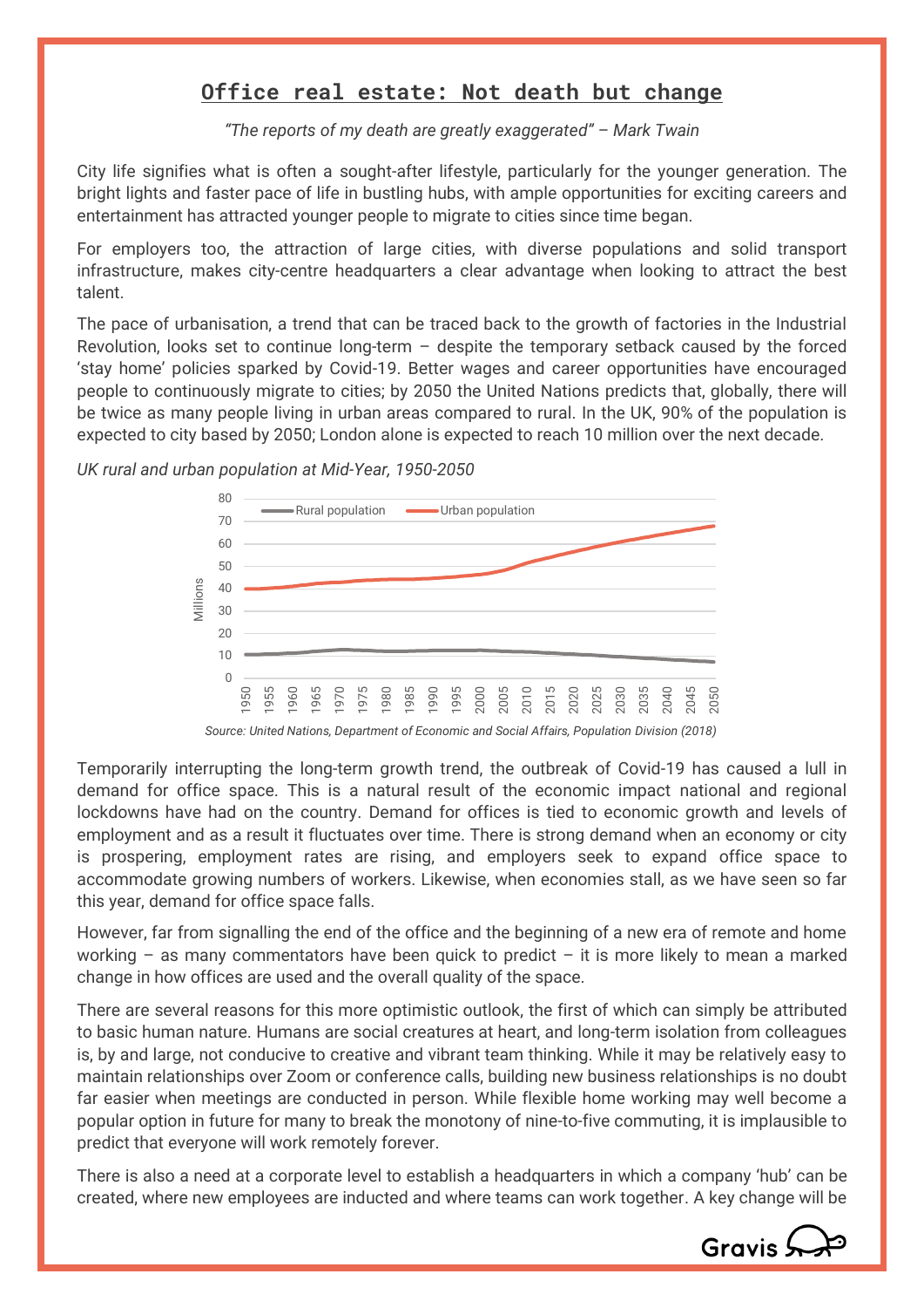# Office real estate: Not death but change

*"The reports of my death are greatly exaggerated" – Mark Twain*

City life signifies what is often a sought-after lifestyle, particularly for the younger generation. The bright lights and faster pace of life in bustling hubs, with ample opportunities for exciting careers and entertainment has attracted younger people to migrate to cities since time began.

For employers too, the attraction of large cities, with diverse populations and solid transport infrastructure, makes city-centre headquarters a clear advantage when looking to attract the best talent.

The pace of urbanisation, a trend that can be traced back to the growth of factories in the Industrial Revolution, looks set to continue long-term – despite the temporary setback caused by the forced 'stay home' policies sparked by Covid-19. Better wages and career opportunities have encouraged people to continuously migrate to cities; by 2050 the United Nations predicts that, globally, there will be twice as many people living in urban areas compared to rural. In the UK, 90% of the population is expected to city based by 2050; London alone is expected to reach 10 million over the next decade.

*UK rural and urban population at Mid-Year, 1950-2050*

*Source: United Nations, Department of Economic and Social Affairs, Population Division (2018)*

Temporarily interrupting the long-term growth trend, the outbreak of Covid-19 has caused a lull in demand for office space. This is a natural result of the economic impact national and regional lockdowns have had on the country. Demand for offices is tied to economic growth and levels of employment and as a result it fluctuates over time. There is strong demand when an economy or city is prospering, employment rates are rising, and employers seek to expand office space to accommodate growing numbers of workers. Likewise, when economies stall, as we have seen so far this year, demand for office space falls.

However, far from signalling the end of the office and the beginning of a new era of remote and home working – as many commentators have been quick to predict – it is more likely to mean a marked change in how offices are used and the overall quality of the space.

There are several reasons for this more optimistic outlook, the first of which can simply be attributed to basic human nature. Humans are social creatures at heart, and long-term isolation from colleagues is, by and large, not conducive to creative and vibrant team thinking. While it may be relatively easy to maintain relationships over Zoom or conference calls, building new business relationships is no doubt far easier when meetings are conducted in person. While flexible home working may well become a popular option in future for many to break the monotony of nine-to-five commuting, it is implausible to predict that everyone will work remotely forever.

There is also a need at a corporate level to establish a headquarters in which a company 'hub' can be created, where new employees are inducted and where teams can work together. A key change will be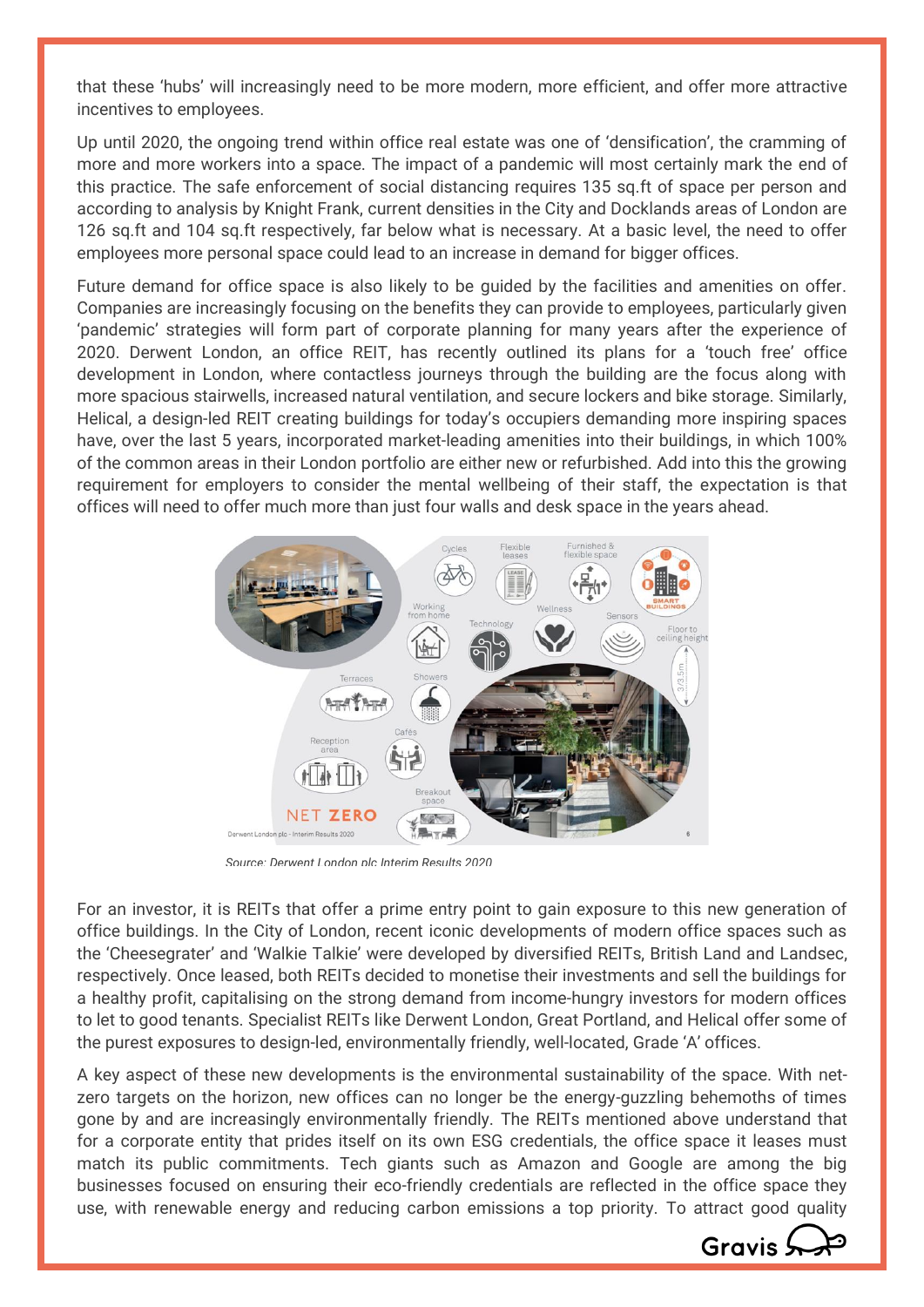that these 'hubs' will increasingly need to be more modern, more efficient, and offer more attractive incentives to employees.

Up until 2020, the ongoing trend within office real estate was one of 'densification', the cramming of more and more workers into a space. The impact of a pandemic will most certainly mark the end of this practice. The safe enforcement of social distancing requires 135 sq.ft of space per person and according to analysis by Knight Frank, current densities in the City and Docklands areas of London are 126 sq.ft and 104 sq.ft respectively, far below what is necessary. At a basic level, the need to offer employees more personal space could lead to an increase in demand for bigger offices.

Future demand for office space is also likely to be guided by the facilities and amenities on offer. Companies are increasingly focusing on the benefits they can provide to employees, particularly given 'pandemic' strategies will form part of corporate planning for many years after the experience of 2020. Derwent London, an office REIT, has recently outlined its plans for a 'touch free' office development in London, where contactless journeys through the building are the focus along with more spacious stairwells, increased natural ventilation, and secure lockers and bike storage. Similarly, Helical, a design-led REIT creating buildings for today's occupiers demanding more inspiring spaces have, over the last 5 years, incorporated market-leading amenities into their buildings, in which 100% of the common areas in their London portfolio are either new or refurbished. Add into this the growing requirement for employers to consider the mental wellbeing of their staff, the expectation is that offices will need to offer much more than just four walls and desk space in the years ahead.

*Source: Derwent London plc Interim Results 2020*

For an investor, it is REITs that offer a prime entry point to gain exposure to this new generation of office buildings. In the City of London, recent iconic developments of modern office spaces such as the 'Cheesegrater' and 'Walkie Talkie' were developed by diversified REITs, British Land and Landsec, respectively. Once leased, both REITs decided to monetise their investments and sell the buildings for a healthy profit, capitalising on the strong demand from income-hungry investors for modern offices to let to good tenants. Specialist REITs like Derwent London, Great Portland, and Helical offer some of the purest exposures to design-led, environmentally friendly, well-located, Grade 'A' offices.

A key aspect of these new developments is the environmental sustainability of the space. With net-zero targets on the horizon, new offices can no longer be the energy-guzzling behemoths of times gone by and are increasingly environmentally friendly. The REITs mentioned above understand that for a corporate entity that prides itself on its own ESG credentials, the office space it leases must match its public commitments. Tech giants such as Amazon and Google are among the big businesses focused on ensuring their eco-friendly credentials are reflected in the office space they use, with renewable energy and reducing carbon emissions a top priority. To attract good quality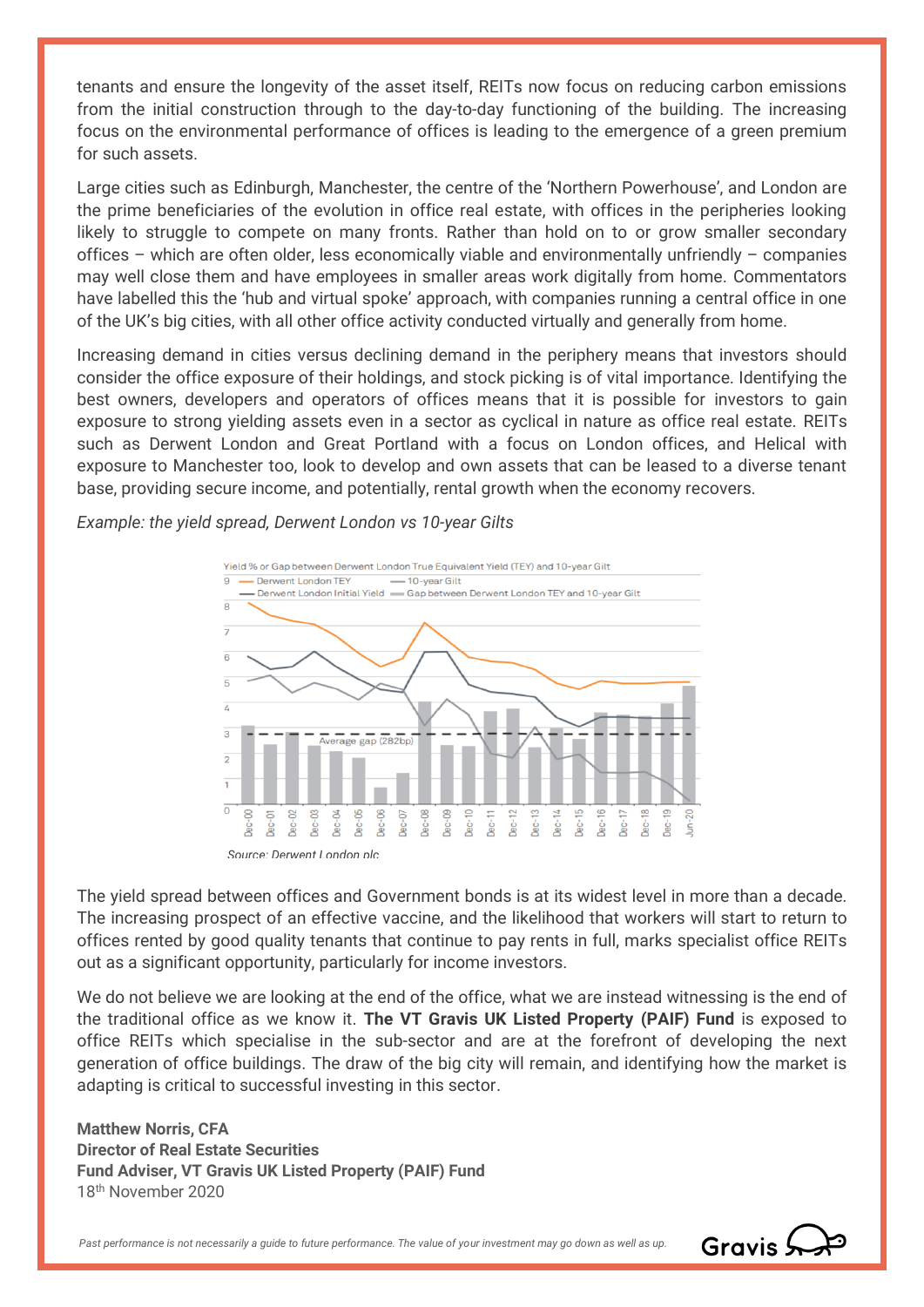tenants and ensure the longevity of the asset itself, REITs now focus on reducing carbon emissions from the initial construction through to the day-to-day functioning of the building. The increasing focus on the environmental performance of offices is leading to the emergence of a green premium for such assets.

Large cities such as Edinburgh, Manchester, the centre of the 'Northern Powerhouse', and London are the prime beneficiaries of the evolution in office real estate, with offices in the peripheries looking likely to struggle to compete on many fronts. Rather than hold on to or grow smaller secondary offices – which are often older, less economically viable and environmentally unfriendly – companies may well close them and have employees in smaller areas work digitally from home. Commentators have labelled this the 'hub and virtual spoke' approach, with companies running a central office in one of the UK's big cities, with all other office activity conducted virtually and generally from home.

Increasing demand in cities versus declining demand in the periphery means that investors should consider the office exposure of their holdings, and stock picking is of vital importance. Identifying the best owners, developers and operators of offices means that it is possible for investors to gain exposure to strong yielding assets even in a sector as cyclical in nature as office real estate. REITs such as Derwent London and Great Portland with a focus on London offices, and Helical with exposure to Manchester too, look to develop and own assets that can be leased to a diverse tenant base, providing secure income, and potentially, rental growth when the economy recovers.

*Example: the yield spread, Derwent London vs 10-year Gilts*

Yield % or Gap between Derwent London True Equivalent Yield (TEY) and 10-year Gilt

Derwent London TEY
10-year Gilt
Derwent London Initial Yield
Gap between Derwent London TEY and 10-year Gilt

Average gap (282bp)

0 1 2 3 4 5 6 7 8 9

Dec-00 Dec-01 Dec-02 Dec-03 Dec-04 Dec-05 Dec-06 Dec-07 Dec-08 Dec-09 Dec-10 Dec-11 Dec-12 Dec-13 Dec-14 Dec-15 Dec-16 Dec-17 Dec-18 Dec-19 Jun-20

*Source: Derwent London plc*

The yield spread between offices and Government bonds is at its widest level in more than a decade. The increasing prospect of an effective vaccine, and the likelihood that workers will start to return to offices rented by good quality tenants that continue to pay rents in full, marks specialist office REITs out as a significant opportunity, particularly for income investors.

We do not believe we are looking at the end of the office, what we are instead witnessing is the end of the traditional office as we know it. **The VT Gravis UK Listed Property (PAIF) Fund** is exposed to office REITs which specialise in the sub-sector and are at the forefront of developing the next generation of office buildings. The draw of the big city will remain, and identifying how the market is adapting is critical to successful investing in this sector.

**Matthew Norris, CFA**
**Director of Real Estate Securities**
**Fund Adviser, VT Gravis UK Listed Property (PAIF) Fund**
18th November 2020

*Past performance is not necessarily a guide to future performance. The value of your investment may go down as well as up.*